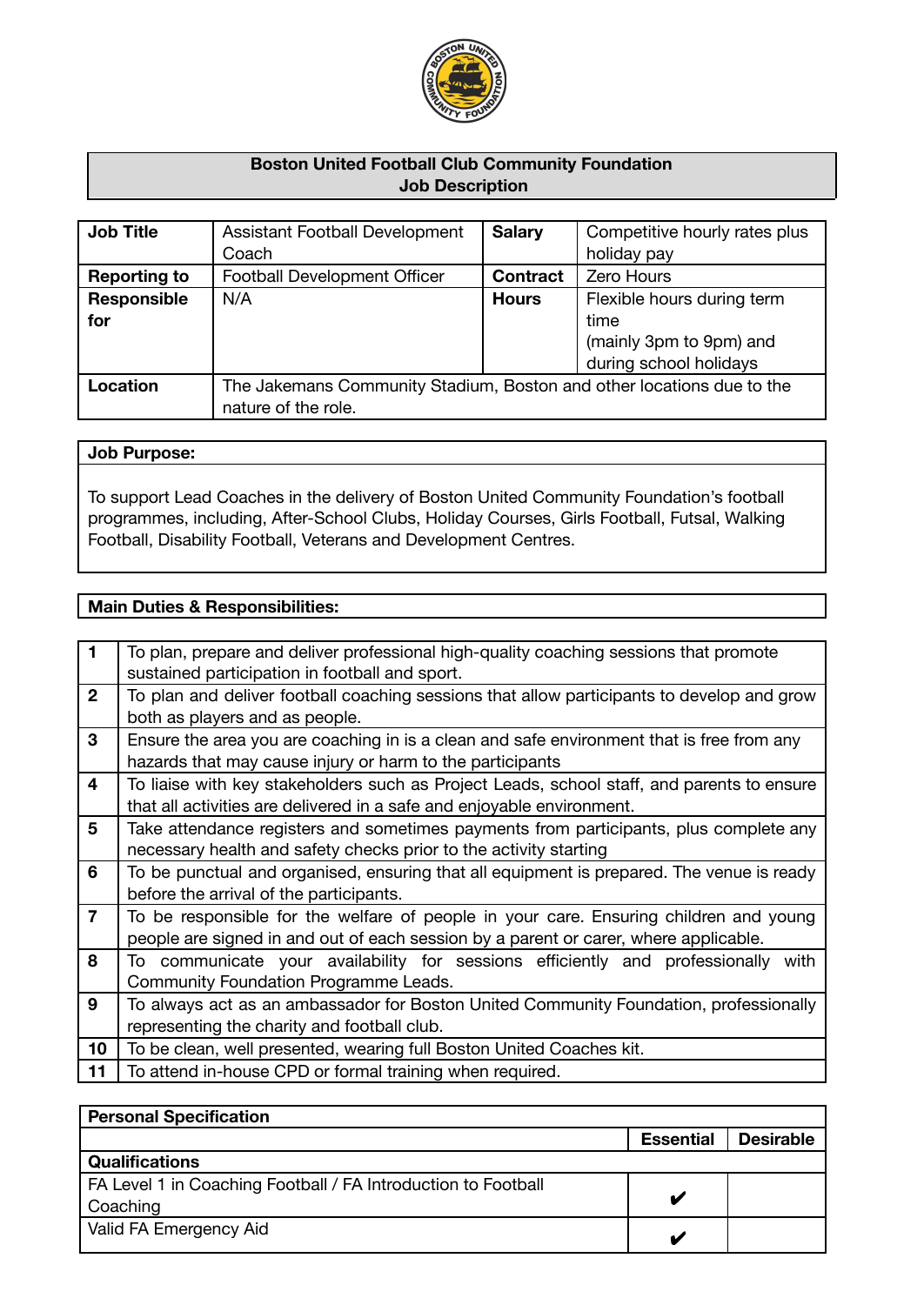**Boston United Football Club Community Foundation**
**Job Description**

| **Job Title** | Assistant Football Development Coach | **Salary** | Competitive hourly rates plus holiday pay |
|---|---|---|---|
| **Reporting to** | Football Development Officer | **Contract** | Zero Hours |
| **Responsible for** | N/A | **Hours** | Flexible hours during term time (mainly 3pm to 9pm) and during school holidays |
| **Location** | The Jakemans Community Stadium, Boston and other locations due to the nature of the role. | | |

**Job Purpose:**

To support Lead Coaches in the delivery of Boston United Community Foundation's football programmes, including, After-School Clubs, Holiday Courses, Girls Football, Futsal, Walking Football, Disability Football, Veterans and Development Centres.

**Main Duties & Responsibilities:**

| | |
|---|---|
| **1** | To plan, prepare and deliver professional high-quality coaching sessions that promote sustained participation in football and sport. |
| **2** | To plan and deliver football coaching sessions that allow participants to develop and grow both as players and as people. |
| **3** | Ensure the area you are coaching in is a clean and safe environment that is free from any hazards that may cause injury or harm to the participants |
| **4** | To liaise with key stakeholders such as Project Leads, school staff, and parents to ensure that all activities are delivered in a safe and enjoyable environment. |
| **5** | Take attendance registers and sometimes payments from participants, plus complete any necessary health and safety checks prior to the activity starting |
| **6** | To be punctual and organised, ensuring that all equipment is prepared. The venue is ready before the arrival of the participants. |
| **7** | To be responsible for the welfare of people in your care. Ensuring children and young people are signed in and out of each session by a parent or carer, where applicable. |
| **8** | To communicate your availability for sessions efficiently and professionally with Community Foundation Programme Leads. |
| **9** | To always act as an ambassador for Boston United Community Foundation, professionally representing the charity and football club. |
| **10** | To be clean, well presented, wearing full Boston United Coaches kit. |
| **11** | To attend in-house CPD or formal training when required. |

| **Personal Specification** | | |
|---|---|---|
| | **Essential** | **Desirable** |
| **Qualifications** | | |
| FA Level 1 in Coaching Football / FA Introduction to Football Coaching | ✔ | |
| Valid FA Emergency Aid | ✔ | |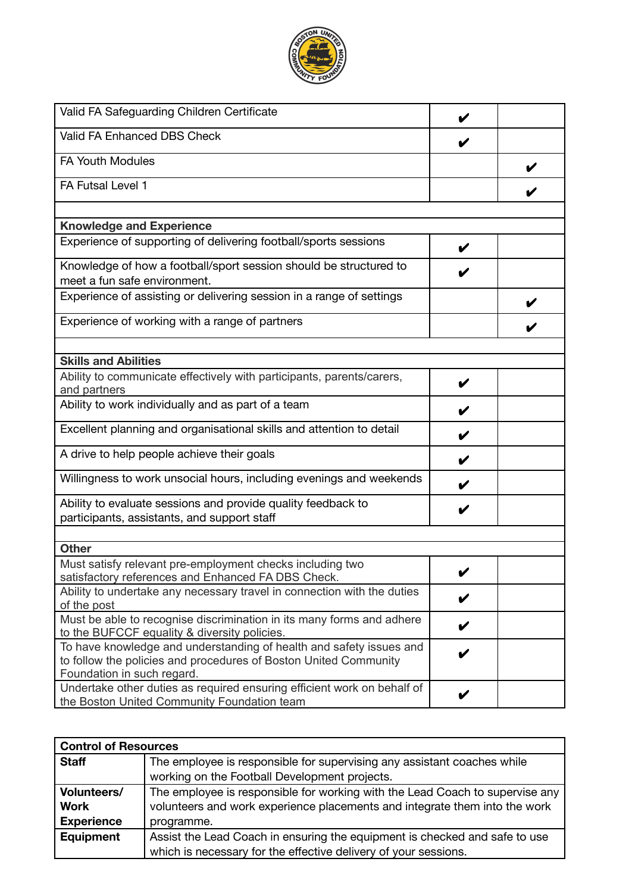| | | |
|---|---|---|
| Valid FA Safeguarding Children Certificate | ✔ | |
| Valid FA Enhanced DBS Check | ✔ | |
| FA Youth Modules | | ✔ |
| FA Futsal Level 1 | | ✔ |
| | | |
| **Knowledge and Experience** | | |
| Experience of supporting of delivering football/sports sessions | ✔ | |
| Knowledge of how a football/sport session should be structured to meet a fun safe environment. | ✔ | |
| Experience of assisting or delivering session in a range of settings | | ✔ |
| Experience of working with a range of partners | | ✔ |
| | | |
| **Skills and Abilities** | | |
| Ability to communicate effectively with participants, parents/carers, and partners | ✔ | |
| Ability to work individually and as part of a team | ✔ | |
| Excellent planning and organisational skills and attention to detail | ✔ | |
| A drive to help people achieve their goals | ✔ | |
| Willingness to work unsocial hours, including evenings and weekends | ✔ | |
| Ability to evaluate sessions and provide quality feedback to participants, assistants, and support staff | ✔ | |
| | | |
| **Other** | | |
| Must satisfy relevant pre-employment checks including two satisfactory references and Enhanced FA DBS Check. | ✔ | |
| Ability to undertake any necessary travel in connection with the duties of the post | ✔ | |
| Must be able to recognise discrimination in its many forms and adhere to the BUFCCF equality & diversity policies. | ✔ | |
| To have knowledge and understanding of health and safety issues and to follow the policies and procedures of Boston United Community Foundation in such regard. | ✔ | |
| Undertake other duties as required ensuring efficient work on behalf of the Boston United Community Foundation team | ✔ | |

| **Control of Resources** | |
|---|---|
| **Staff** | The employee is responsible for supervising any assistant coaches while working on the Football Development projects. |
| **Volunteers/ Work Experience** | The employee is responsible for working with the Lead Coach to supervise any volunteers and work experience placements and integrate them into the work programme. |
| **Equipment** | Assist the Lead Coach in ensuring the equipment is checked and safe to use which is necessary for the effective delivery of your sessions. |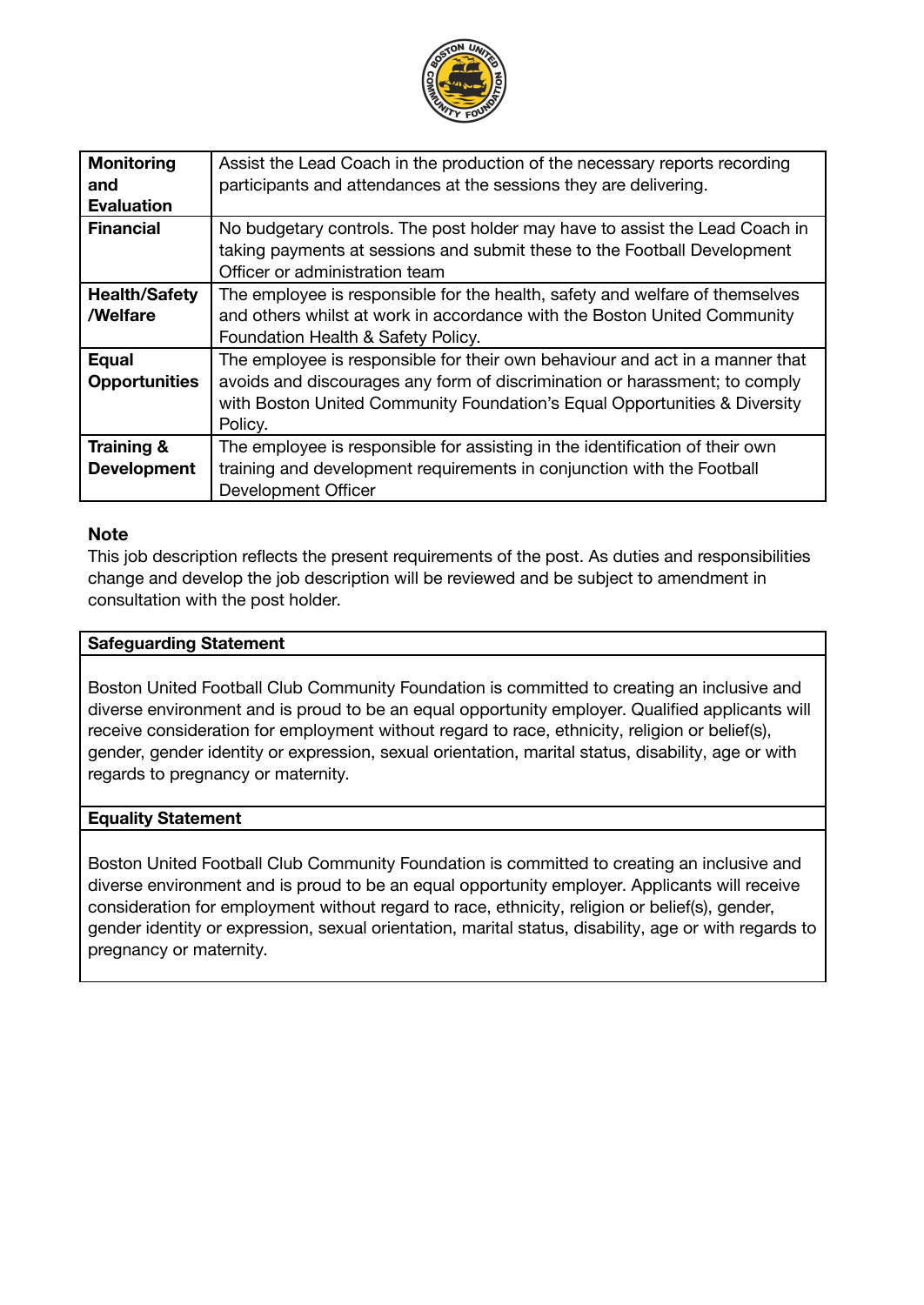| | |
|---|---|
| **Monitoring and Evaluation** | Assist the Lead Coach in the production of the necessary reports recording participants and attendances at the sessions they are delivering. |
| **Financial** | No budgetary controls. The post holder may have to assist the Lead Coach in taking payments at sessions and submit these to the Football Development Officer or administration team |
| **Health/Safety /Welfare** | The employee is responsible for the health, safety and welfare of themselves and others whilst at work in accordance with the Boston United Community Foundation Health & Safety Policy. |
| **Equal Opportunities** | The employee is responsible for their own behaviour and act in a manner that avoids and discourages any form of discrimination or harassment; to comply with Boston United Community Foundation's Equal Opportunities & Diversity Policy. |
| **Training & Development** | The employee is responsible for assisting in the identification of their own training and development requirements in conjunction with the Football Development Officer |

**Note**

This job description reflects the present requirements of the post. As duties and responsibilities change and develop the job description will be reviewed and be subject to amendment in consultation with the post holder.

**Safeguarding Statement**

Boston United Football Club Community Foundation is committed to creating an inclusive and diverse environment and is proud to be an equal opportunity employer. Qualified applicants will receive consideration for employment without regard to race, ethnicity, religion or belief(s), gender, gender identity or expression, sexual orientation, marital status, disability, age or with regards to pregnancy or maternity.

**Equality Statement**

Boston United Football Club Community Foundation is committed to creating an inclusive and diverse environment and is proud to be an equal opportunity employer. Applicants will receive consideration for employment without regard to race, ethnicity, religion or belief(s), gender, gender identity or expression, sexual orientation, marital status, disability, age or with regards to pregnancy or maternity.